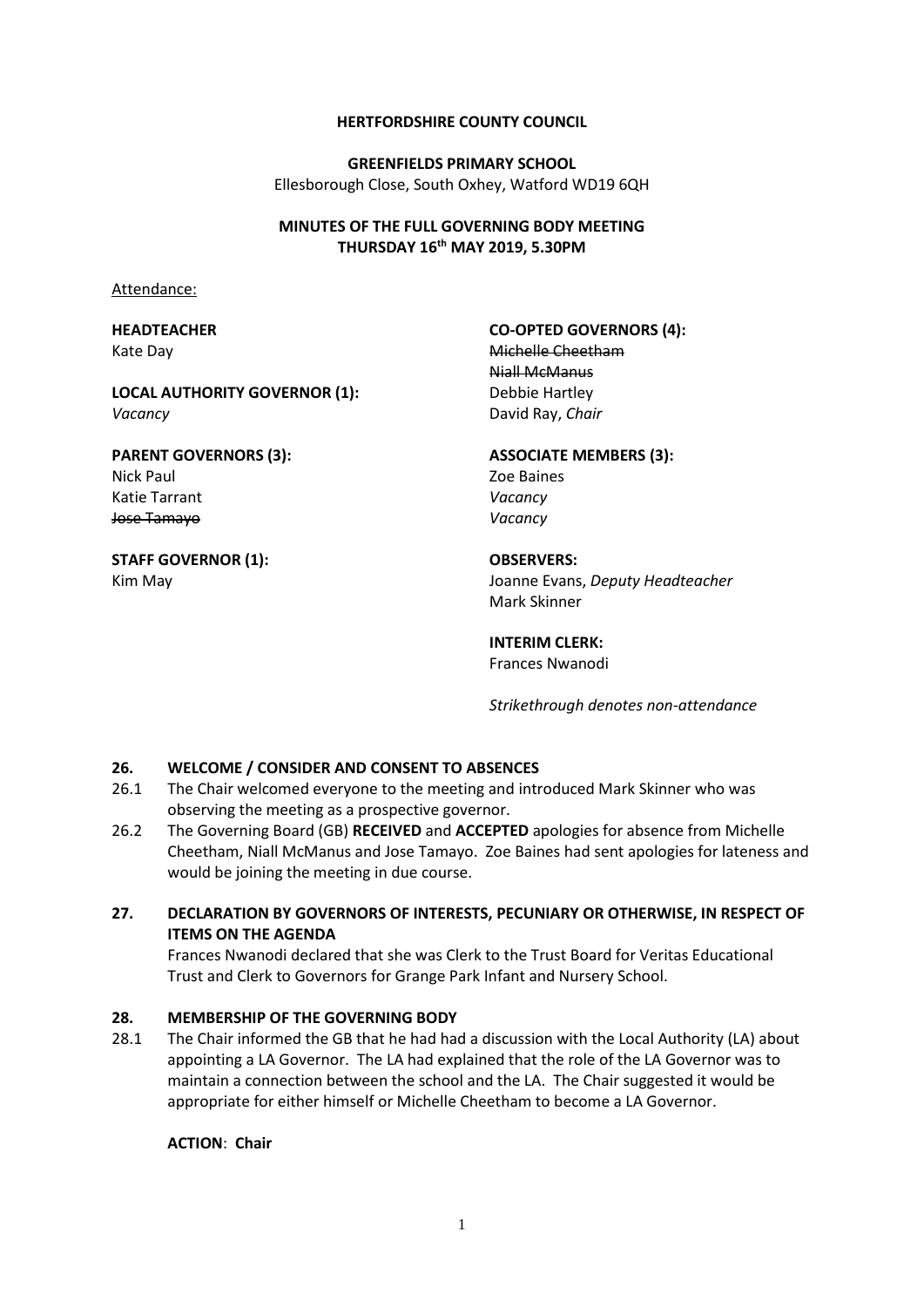**HERTFORDSHIRE COUNTY COUNCIL**

**GREENFIELDS PRIMARY SCHOOL**
Ellesborough Close, South Oxhey, Watford WD19 6QH

**MINUTES OF THE FULL GOVERNING BODY MEETING**
**THURSDAY 16th MAY 2019, 5.30PM**

Attendance:

**HEADTEACHER**
Kate Day

**LOCAL AUTHORITY GOVERNOR (1):**
*Vacancy*

**PARENT GOVERNORS (3):**
Nick Paul
Katie Tarrant
~~Jose Tamayo~~

**STAFF GOVERNOR (1):**
Kim May

**CO-OPTED GOVERNORS (4):**
~~Michelle Cheetham~~
~~Niall McManus~~
Debbie Hartley
David Ray, *Chair*

**ASSOCIATE MEMBERS (3):**
Zoe Baines
*Vacancy*
*Vacancy*

**OBSERVERS:**
Joanne Evans, *Deputy Headteacher*
Mark Skinner

**INTERIM CLERK:**
Frances Nwanodi

*Strikethrough denotes non-attendance*

**26. WELCOME / CONSIDER AND CONSENT TO ABSENCES**

26.1 The Chair welcomed everyone to the meeting and introduced Mark Skinner who was observing the meeting as a prospective governor.

26.2 The Governing Board (GB) **RECEIVED** and **ACCEPTED** apologies for absence from Michelle Cheetham, Niall McManus and Jose Tamayo. Zoe Baines had sent apologies for lateness and would be joining the meeting in due course.

**27. DECLARATION BY GOVERNORS OF INTERESTS, PECUNIARY OR OTHERWISE, IN RESPECT OF ITEMS ON THE AGENDA**

Frances Nwanodi declared that she was Clerk to the Trust Board for Veritas Educational Trust and Clerk to Governors for Grange Park Infant and Nursery School.

**28. MEMBERSHIP OF THE GOVERNING BODY**

28.1 The Chair informed the GB that he had had a discussion with the Local Authority (LA) about appointing a LA Governor. The LA had explained that the role of the LA Governor was to maintain a connection between the school and the LA. The Chair suggested it would be appropriate for either himself or Michelle Cheetham to become a LA Governor.

**ACTION**: **Chair**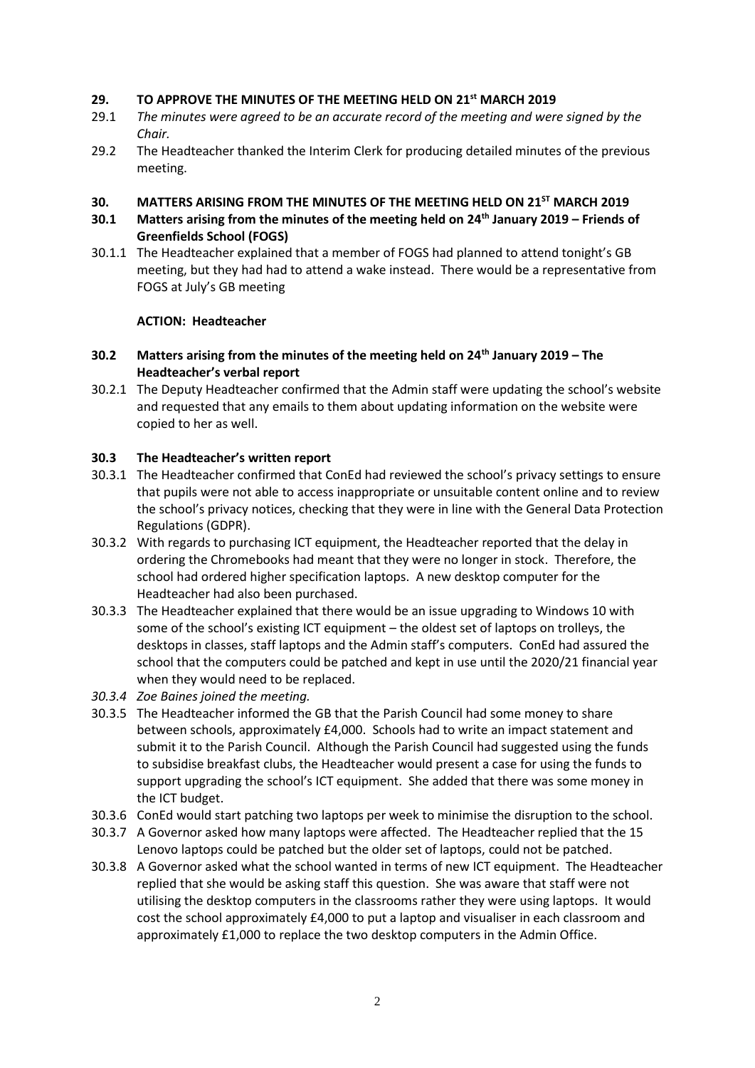**29. TO APPROVE THE MINUTES OF THE MEETING HELD ON 21st MARCH 2019**

29.1 *The minutes were agreed to be an accurate record of the meeting and were signed by the Chair.*

29.2 The Headteacher thanked the Interim Clerk for producing detailed minutes of the previous meeting.

**30. MATTERS ARISING FROM THE MINUTES OF THE MEETING HELD ON 21ST MARCH 2019**

**30.1 Matters arising from the minutes of the meeting held on 24th January 2019 – Friends of Greenfields School (FOGS)**

30.1.1 The Headteacher explained that a member of FOGS had planned to attend tonight's GB meeting, but they had had to attend a wake instead. There would be a representative from FOGS at July's GB meeting

**ACTION: Headteacher**

**30.2 Matters arising from the minutes of the meeting held on 24th January 2019 – The Headteacher's verbal report**

30.2.1 The Deputy Headteacher confirmed that the Admin staff were updating the school's website and requested that any emails to them about updating information on the website were copied to her as well.

**30.3 The Headteacher's written report**

30.3.1 The Headteacher confirmed that ConEd had reviewed the school's privacy settings to ensure that pupils were not able to access inappropriate or unsuitable content online and to review the school's privacy notices, checking that they were in line with the General Data Protection Regulations (GDPR).

30.3.2 With regards to purchasing ICT equipment, the Headteacher reported that the delay in ordering the Chromebooks had meant that they were no longer in stock. Therefore, the school had ordered higher specification laptops. A new desktop computer for the Headteacher had also been purchased.

30.3.3 The Headteacher explained that there would be an issue upgrading to Windows 10 with some of the school's existing ICT equipment – the oldest set of laptops on trolleys, the desktops in classes, staff laptops and the Admin staff's computers. ConEd had assured the school that the computers could be patched and kept in use until the 2020/21 financial year when they would need to be replaced.

*30.3.4 Zoe Baines joined the meeting.*

30.3.5 The Headteacher informed the GB that the Parish Council had some money to share between schools, approximately £4,000. Schools had to write an impact statement and submit it to the Parish Council. Although the Parish Council had suggested using the funds to subsidise breakfast clubs, the Headteacher would present a case for using the funds to support upgrading the school's ICT equipment. She added that there was some money in the ICT budget.

30.3.6 ConEd would start patching two laptops per week to minimise the disruption to the school.

30.3.7 A Governor asked how many laptops were affected. The Headteacher replied that the 15 Lenovo laptops could be patched but the older set of laptops, could not be patched.

30.3.8 A Governor asked what the school wanted in terms of new ICT equipment. The Headteacher replied that she would be asking staff this question. She was aware that staff were not utilising the desktop computers in the classrooms rather they were using laptops. It would cost the school approximately £4,000 to put a laptop and visualiser in each classroom and approximately £1,000 to replace the two desktop computers in the Admin Office.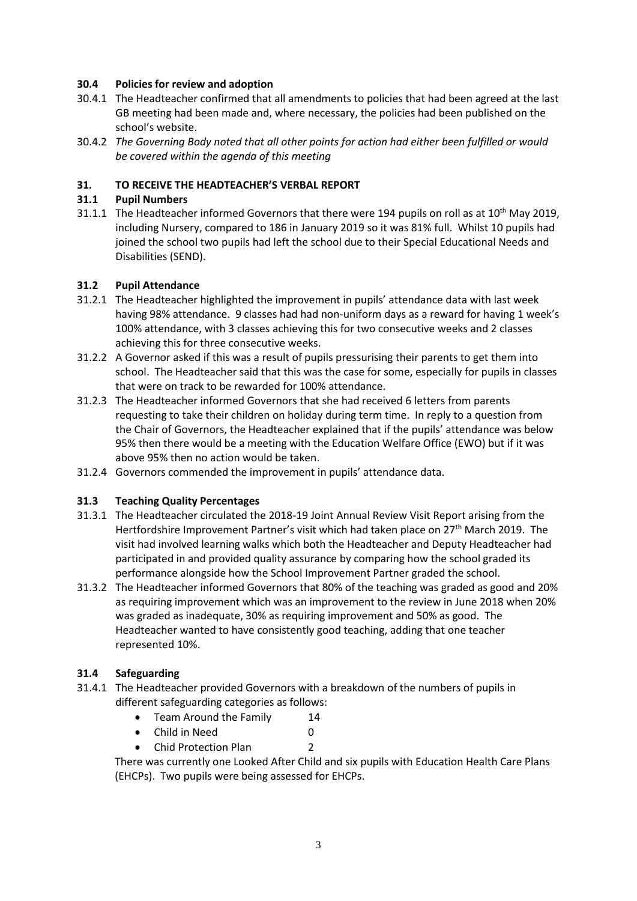### 30.4 Policies for review and adoption

30.4.1 The Headteacher confirmed that all amendments to policies that had been agreed at the last GB meeting had been made and, where necessary, the policies had been published on the school's website.

30.4.2 *The Governing Body noted that all other points for action had either been fulfilled or would be covered within the agenda of this meeting*

## 31. TO RECEIVE THE HEADTEACHER'S VERBAL REPORT

### 31.1 Pupil Numbers

31.1.1 The Headteacher informed Governors that there were 194 pupils on roll as at 10th May 2019, including Nursery, compared to 186 in January 2019 so it was 81% full. Whilst 10 pupils had joined the school two pupils had left the school due to their Special Educational Needs and Disabilities (SEND).

### 31.2 Pupil Attendance

31.2.1 The Headteacher highlighted the improvement in pupils' attendance data with last week having 98% attendance. 9 classes had had non-uniform days as a reward for having 1 week's 100% attendance, with 3 classes achieving this for two consecutive weeks and 2 classes achieving this for three consecutive weeks.

31.2.2 A Governor asked if this was a result of pupils pressurising their parents to get them into school. The Headteacher said that this was the case for some, especially for pupils in classes that were on track to be rewarded for 100% attendance.

31.2.3 The Headteacher informed Governors that she had received 6 letters from parents requesting to take their children on holiday during term time. In reply to a question from the Chair of Governors, the Headteacher explained that if the pupils' attendance was below 95% then there would be a meeting with the Education Welfare Office (EWO) but if it was above 95% then no action would be taken.

31.2.4 Governors commended the improvement in pupils' attendance data.

### 31.3 Teaching Quality Percentages

31.3.1 The Headteacher circulated the 2018-19 Joint Annual Review Visit Report arising from the Hertfordshire Improvement Partner's visit which had taken place on 27th March 2019. The visit had involved learning walks which both the Headteacher and Deputy Headteacher had participated in and provided quality assurance by comparing how the school graded its performance alongside how the School Improvement Partner graded the school.

31.3.2 The Headteacher informed Governors that 80% of the teaching was graded as good and 20% as requiring improvement which was an improvement to the review in June 2018 when 20% was graded as inadequate, 30% as requiring improvement and 50% as good. The Headteacher wanted to have consistently good teaching, adding that one teacher represented 10%.

### 31.4 Safeguarding

31.4.1 The Headteacher provided Governors with a breakdown of the numbers of pupils in different safeguarding categories as follows:

- Team Around the Family 14
- Child in Need 0
- Chid Protection Plan 2

There was currently one Looked After Child and six pupils with Education Health Care Plans (EHCPs). Two pupils were being assessed for EHCPs.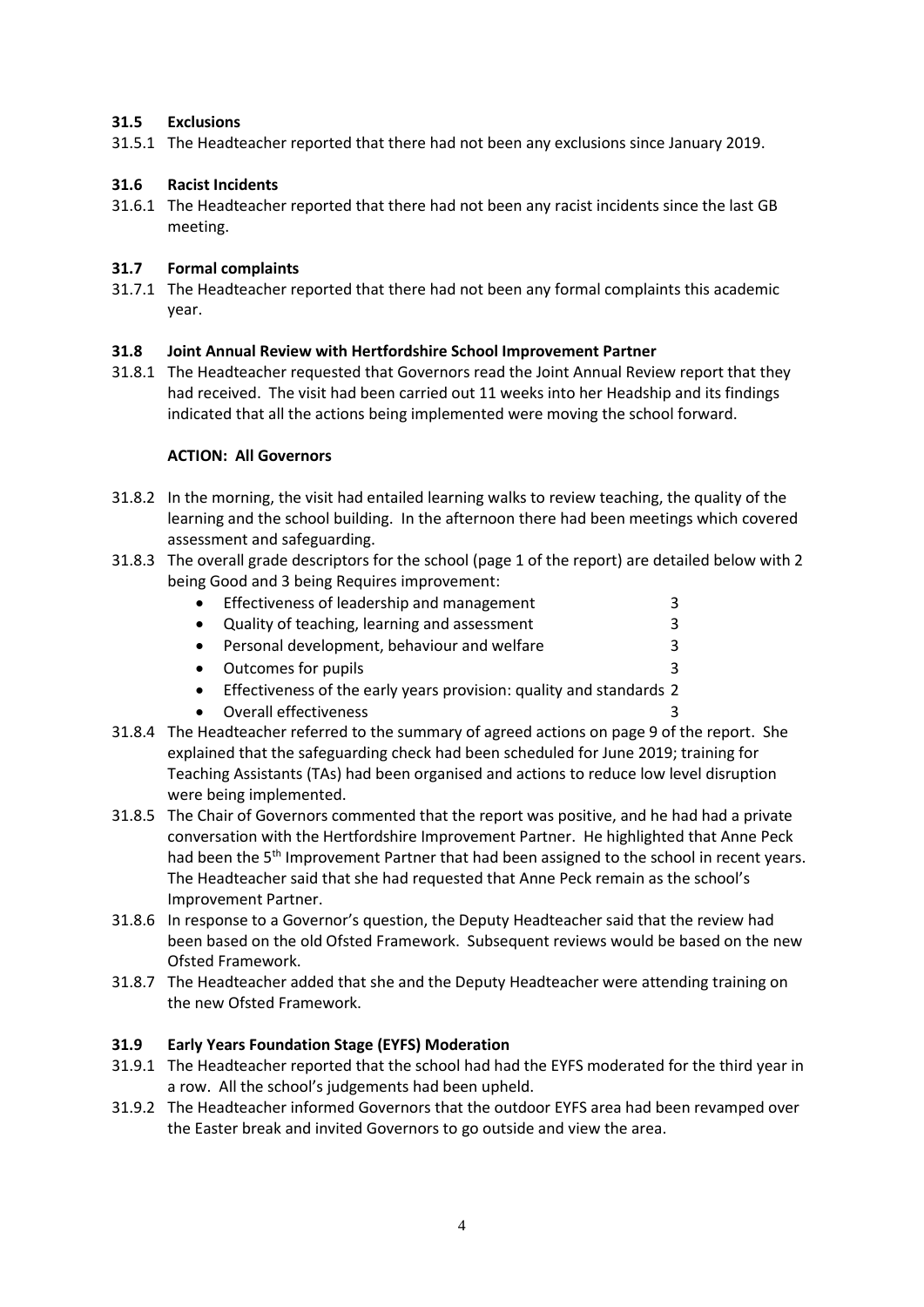### 31.5 Exclusions

31.5.1 The Headteacher reported that there had not been any exclusions since January 2019.

### 31.6 Racist Incidents

31.6.1 The Headteacher reported that there had not been any racist incidents since the last GB meeting.

### 31.7 Formal complaints

31.7.1 The Headteacher reported that there had not been any formal complaints this academic year.

### 31.8 Joint Annual Review with Hertfordshire School Improvement Partner

31.8.1 The Headteacher requested that Governors read the Joint Annual Review report that they had received. The visit had been carried out 11 weeks into her Headship and its findings indicated that all the actions being implemented were moving the school forward.

**ACTION: All Governors**

31.8.2 In the morning, the visit had entailed learning walks to review teaching, the quality of the learning and the school building. In the afternoon there had been meetings which covered assessment and safeguarding.

31.8.3 The overall grade descriptors for the school (page 1 of the report) are detailed below with 2 being Good and 3 being Requires improvement:

- Effectiveness of leadership and management 3
- Quality of teaching, learning and assessment 3
- Personal development, behaviour and welfare 3
- Outcomes for pupils 3
- Effectiveness of the early years provision: quality and standards 2
- Overall effectiveness 3

31.8.4 The Headteacher referred to the summary of agreed actions on page 9 of the report. She explained that the safeguarding check had been scheduled for June 2019; training for Teaching Assistants (TAs) had been organised and actions to reduce low level disruption were being implemented.

31.8.5 The Chair of Governors commented that the report was positive, and he had had a private conversation with the Hertfordshire Improvement Partner. He highlighted that Anne Peck had been the 5th Improvement Partner that had been assigned to the school in recent years. The Headteacher said that she had requested that Anne Peck remain as the school's Improvement Partner.

31.8.6 In response to a Governor's question, the Deputy Headteacher said that the review had been based on the old Ofsted Framework. Subsequent reviews would be based on the new Ofsted Framework.

31.8.7 The Headteacher added that she and the Deputy Headteacher were attending training on the new Ofsted Framework.

### 31.9 Early Years Foundation Stage (EYFS) Moderation

31.9.1 The Headteacher reported that the school had had the EYFS moderated for the third year in a row. All the school's judgements had been upheld.

31.9.2 The Headteacher informed Governors that the outdoor EYFS area had been revamped over the Easter break and invited Governors to go outside and view the area.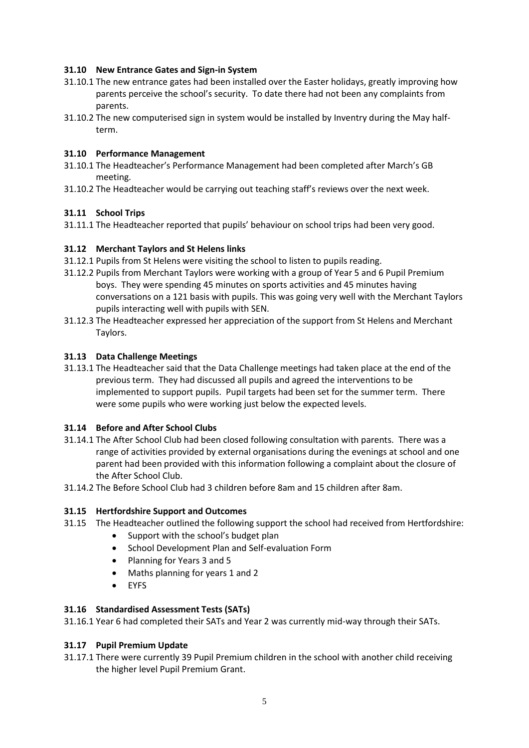### 31.10 New Entrance Gates and Sign-in System

31.10.1 The new entrance gates had been installed over the Easter holidays, greatly improving how parents perceive the school's security. To date there had not been any complaints from parents.

31.10.2 The new computerised sign in system would be installed by Inventry during the May half-term.

### 31.10 Performance Management

31.10.1 The Headteacher's Performance Management had been completed after March's GB meeting.

31.10.2 The Headteacher would be carrying out teaching staff's reviews over the next week.

### 31.11 School Trips

31.11.1 The Headteacher reported that pupils' behaviour on school trips had been very good.

### 31.12 Merchant Taylors and St Helens links

31.12.1 Pupils from St Helens were visiting the school to listen to pupils reading.

31.12.2 Pupils from Merchant Taylors were working with a group of Year 5 and 6 Pupil Premium boys. They were spending 45 minutes on sports activities and 45 minutes having conversations on a 121 basis with pupils. This was going very well with the Merchant Taylors pupils interacting well with pupils with SEN.

31.12.3 The Headteacher expressed her appreciation of the support from St Helens and Merchant Taylors.

### 31.13 Data Challenge Meetings

31.13.1 The Headteacher said that the Data Challenge meetings had taken place at the end of the previous term. They had discussed all pupils and agreed the interventions to be implemented to support pupils. Pupil targets had been set for the summer term. There were some pupils who were working just below the expected levels.

### 31.14 Before and After School Clubs

31.14.1 The After School Club had been closed following consultation with parents. There was a range of activities provided by external organisations during the evenings at school and one parent had been provided with this information following a complaint about the closure of the After School Club.

31.14.2 The Before School Club had 3 children before 8am and 15 children after 8am.

### 31.15 Hertfordshire Support and Outcomes

31.15 The Headteacher outlined the following support the school had received from Hertfordshire:

- Support with the school's budget plan
- School Development Plan and Self-evaluation Form
- Planning for Years 3 and 5
- Maths planning for years 1 and 2
- EYFS

### 31.16 Standardised Assessment Tests (SATs)

31.16.1 Year 6 had completed their SATs and Year 2 was currently mid-way through their SATs.

### 31.17 Pupil Premium Update

31.17.1 There were currently 39 Pupil Premium children in the school with another child receiving the higher level Pupil Premium Grant.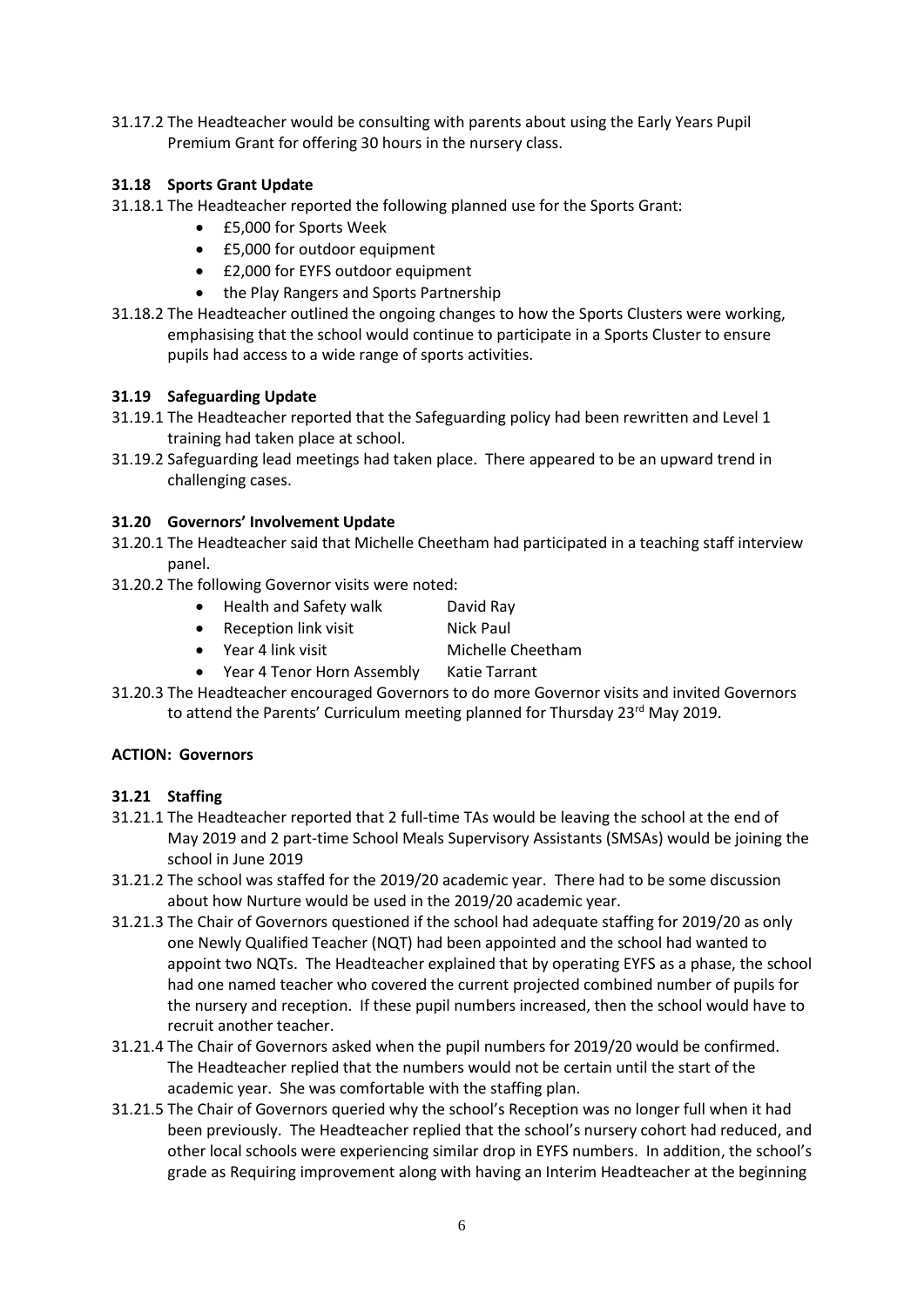31.17.2 The Headteacher would be consulting with parents about using the Early Years Pupil Premium Grant for offering 30 hours in the nursery class.

### 31.18 Sports Grant Update

31.18.1 The Headteacher reported the following planned use for the Sports Grant:

- £5,000 for Sports Week
- £5,000 for outdoor equipment
- £2,000 for EYFS outdoor equipment
- the Play Rangers and Sports Partnership

31.18.2 The Headteacher outlined the ongoing changes to how the Sports Clusters were working, emphasising that the school would continue to participate in a Sports Cluster to ensure pupils had access to a wide range of sports activities.

### 31.19 Safeguarding Update

31.19.1 The Headteacher reported that the Safeguarding policy had been rewritten and Level 1 training had taken place at school.

31.19.2 Safeguarding lead meetings had taken place. There appeared to be an upward trend in challenging cases.

### 31.20 Governors' Involvement Update

31.20.1 The Headteacher said that Michelle Cheetham had participated in a teaching staff interview panel.

31.20.2 The following Governor visits were noted:

- Health and Safety walk — David Ray
- Reception link visit — Nick Paul
- Year 4 link visit — Michelle Cheetham
- Year 4 Tenor Horn Assembly — Katie Tarrant

31.20.3 The Headteacher encouraged Governors to do more Governor visits and invited Governors to attend the Parents' Curriculum meeting planned for Thursday 23rd May 2019.

**ACTION: Governors**

### 31.21 Staffing

31.21.1 The Headteacher reported that 2 full-time TAs would be leaving the school at the end of May 2019 and 2 part-time School Meals Supervisory Assistants (SMSAs) would be joining the school in June 2019

31.21.2 The school was staffed for the 2019/20 academic year. There had to be some discussion about how Nurture would be used in the 2019/20 academic year.

31.21.3 The Chair of Governors questioned if the school had adequate staffing for 2019/20 as only one Newly Qualified Teacher (NQT) had been appointed and the school had wanted to appoint two NQTs. The Headteacher explained that by operating EYFS as a phase, the school had one named teacher who covered the current projected combined number of pupils for the nursery and reception. If these pupil numbers increased, then the school would have to recruit another teacher.

31.21.4 The Chair of Governors asked when the pupil numbers for 2019/20 would be confirmed. The Headteacher replied that the numbers would not be certain until the start of the academic year. She was comfortable with the staffing plan.

31.21.5 The Chair of Governors queried why the school's Reception was no longer full when it had been previously. The Headteacher replied that the school's nursery cohort had reduced, and other local schools were experiencing similar drop in EYFS numbers. In addition, the school's grade as Requiring improvement along with having an Interim Headteacher at the beginning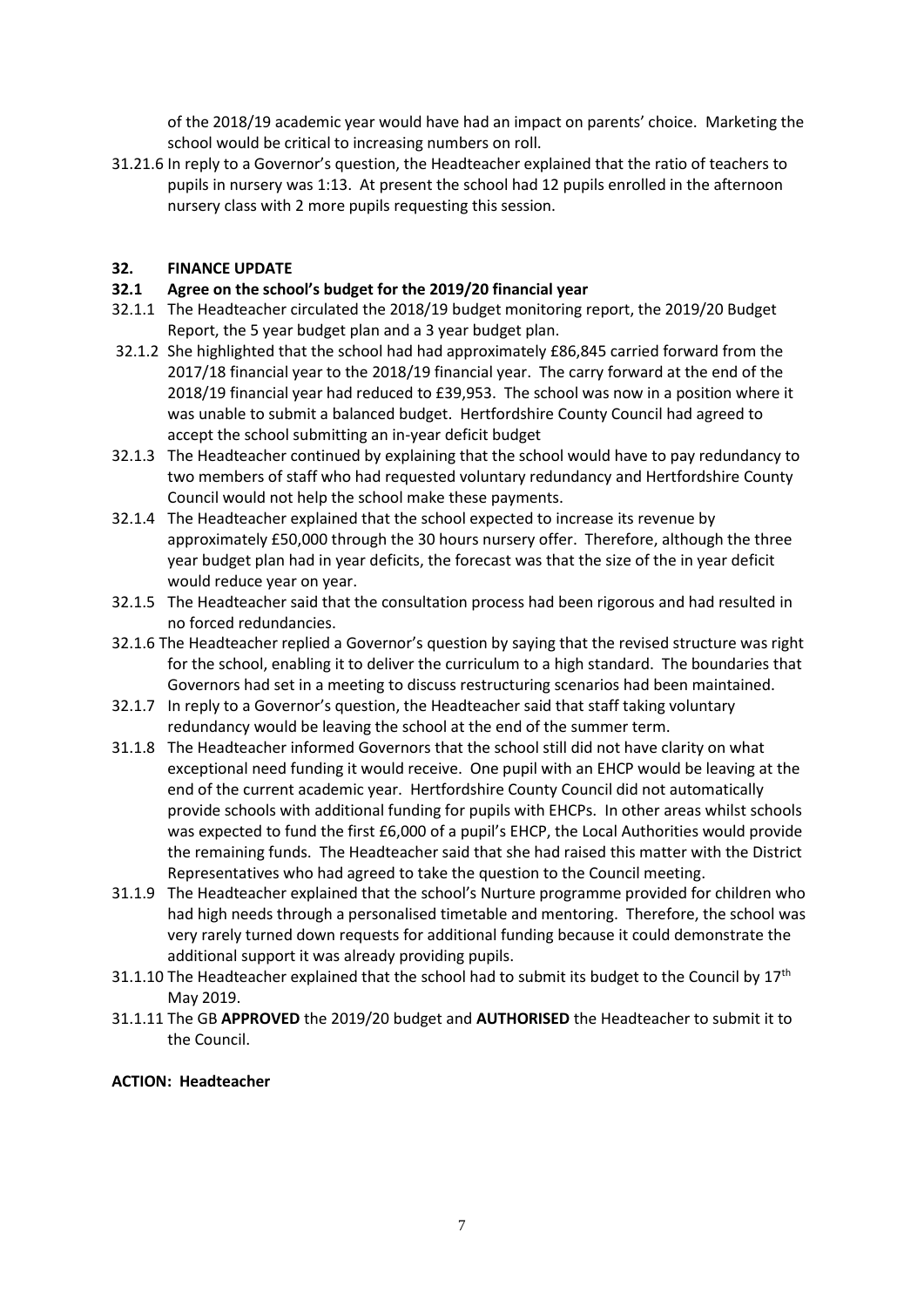of the 2018/19 academic year would have had an impact on parents' choice. Marketing the school would be critical to increasing numbers on roll.

31.21.6 In reply to a Governor's question, the Headteacher explained that the ratio of teachers to pupils in nursery was 1:13. At present the school had 12 pupils enrolled in the afternoon nursery class with 2 more pupils requesting this session.

## 32. FINANCE UPDATE

### 32.1 Agree on the school's budget for the 2019/20 financial year

32.1.1 The Headteacher circulated the 2018/19 budget monitoring report, the 2019/20 Budget Report, the 5 year budget plan and a 3 year budget plan.

32.1.2 She highlighted that the school had had approximately £86,845 carried forward from the 2017/18 financial year to the 2018/19 financial year. The carry forward at the end of the 2018/19 financial year had reduced to £39,953. The school was now in a position where it was unable to submit a balanced budget. Hertfordshire County Council had agreed to accept the school submitting an in-year deficit budget

32.1.3 The Headteacher continued by explaining that the school would have to pay redundancy to two members of staff who had requested voluntary redundancy and Hertfordshire County Council would not help the school make these payments.

32.1.4 The Headteacher explained that the school expected to increase its revenue by approximately £50,000 through the 30 hours nursery offer. Therefore, although the three year budget plan had in year deficits, the forecast was that the size of the in year deficit would reduce year on year.

32.1.5 The Headteacher said that the consultation process had been rigorous and had resulted in no forced redundancies.

32.1.6 The Headteacher replied a Governor's question by saying that the revised structure was right for the school, enabling it to deliver the curriculum to a high standard. The boundaries that Governors had set in a meeting to discuss restructuring scenarios had been maintained.

32.1.7 In reply to a Governor's question, the Headteacher said that staff taking voluntary redundancy would be leaving the school at the end of the summer term.

31.1.8 The Headteacher informed Governors that the school still did not have clarity on what exceptional need funding it would receive. One pupil with an EHCP would be leaving at the end of the current academic year. Hertfordshire County Council did not automatically provide schools with additional funding for pupils with EHCPs. In other areas whilst schools was expected to fund the first £6,000 of a pupil's EHCP, the Local Authorities would provide the remaining funds. The Headteacher said that she had raised this matter with the District Representatives who had agreed to take the question to the Council meeting.

31.1.9 The Headteacher explained that the school's Nurture programme provided for children who had high needs through a personalised timetable and mentoring. Therefore, the school was very rarely turned down requests for additional funding because it could demonstrate the additional support it was already providing pupils.

31.1.10 The Headteacher explained that the school had to submit its budget to the Council by 17th May 2019.

31.1.11 The GB **APPROVED** the 2019/20 budget and **AUTHORISED** the Headteacher to submit it to the Council.

**ACTION: Headteacher**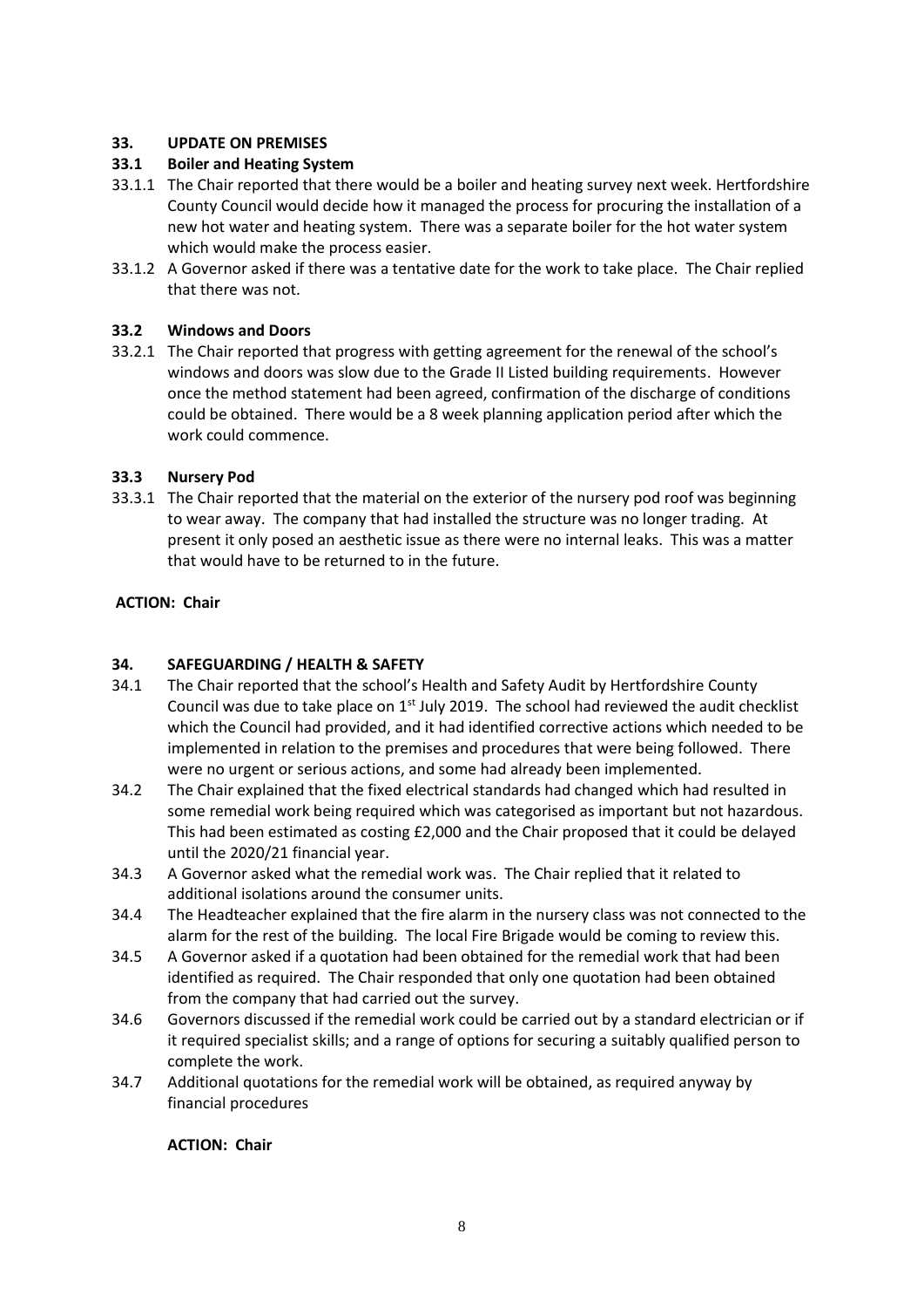## 33. UPDATE ON PREMISES

### 33.1 Boiler and Heating System

33.1.1 The Chair reported that there would be a boiler and heating survey next week. Hertfordshire County Council would decide how it managed the process for procuring the installation of a new hot water and heating system. There was a separate boiler for the hot water system which would make the process easier.

33.1.2 A Governor asked if there was a tentative date for the work to take place. The Chair replied that there was not.

### 33.2 Windows and Doors

33.2.1 The Chair reported that progress with getting agreement for the renewal of the school's windows and doors was slow due to the Grade II Listed building requirements. However once the method statement had been agreed, confirmation of the discharge of conditions could be obtained. There would be a 8 week planning application period after which the work could commence.

### 33.3 Nursery Pod

33.3.1 The Chair reported that the material on the exterior of the nursery pod roof was beginning to wear away. The company that had installed the structure was no longer trading. At present it only posed an aesthetic issue as there were no internal leaks. This was a matter that would have to be returned to in the future.

**ACTION: Chair**

## 34. SAFEGUARDING / HEALTH & SAFETY

34.1 The Chair reported that the school's Health and Safety Audit by Hertfordshire County Council was due to take place on 1st July 2019. The school had reviewed the audit checklist which the Council had provided, and it had identified corrective actions which needed to be implemented in relation to the premises and procedures that were being followed. There were no urgent or serious actions, and some had already been implemented.

34.2 The Chair explained that the fixed electrical standards had changed which had resulted in some remedial work being required which was categorised as important but not hazardous. This had been estimated as costing £2,000 and the Chair proposed that it could be delayed until the 2020/21 financial year.

34.3 A Governor asked what the remedial work was. The Chair replied that it related to additional isolations around the consumer units.

34.4 The Headteacher explained that the fire alarm in the nursery class was not connected to the alarm for the rest of the building. The local Fire Brigade would be coming to review this.

34.5 A Governor asked if a quotation had been obtained for the remedial work that had been identified as required. The Chair responded that only one quotation had been obtained from the company that had carried out the survey.

34.6 Governors discussed if the remedial work could be carried out by a standard electrician or if it required specialist skills; and a range of options for securing a suitably qualified person to complete the work.

34.7 Additional quotations for the remedial work will be obtained, as required anyway by financial procedures

**ACTION: Chair**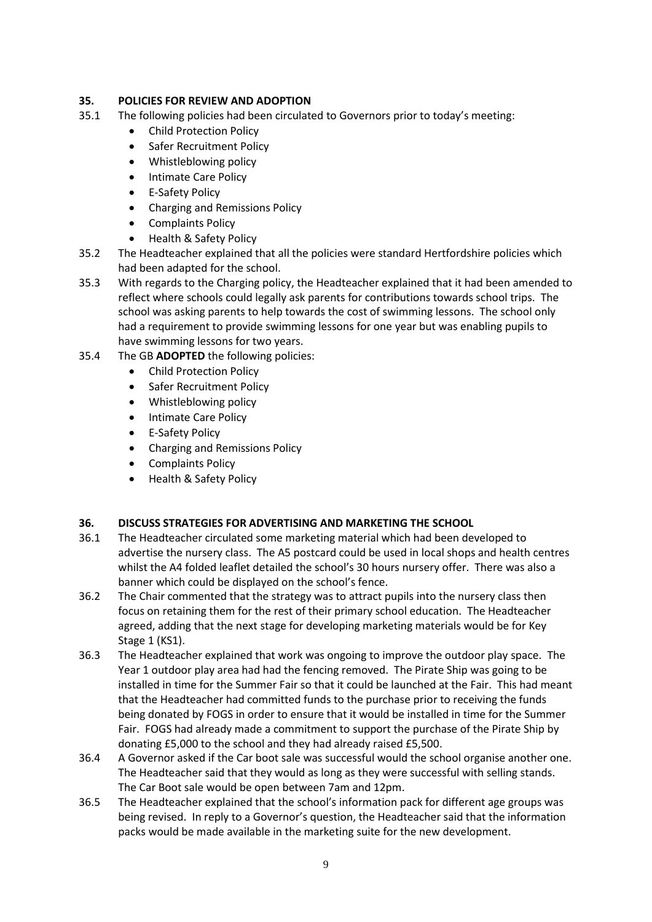### 35. POLICIES FOR REVIEW AND ADOPTION

35.1 The following policies had been circulated to Governors prior to today's meeting:

- Child Protection Policy
- Safer Recruitment Policy
- Whistleblowing policy
- Intimate Care Policy
- E-Safety Policy
- Charging and Remissions Policy
- Complaints Policy
- Health & Safety Policy

35.2 The Headteacher explained that all the policies were standard Hertfordshire policies which had been adapted for the school.

35.3 With regards to the Charging policy, the Headteacher explained that it had been amended to reflect where schools could legally ask parents for contributions towards school trips. The school was asking parents to help towards the cost of swimming lessons. The school only had a requirement to provide swimming lessons for one year but was enabling pupils to have swimming lessons for two years.

35.4 The GB **ADOPTED** the following policies:

- Child Protection Policy
- Safer Recruitment Policy
- Whistleblowing policy
- Intimate Care Policy
- E-Safety Policy
- Charging and Remissions Policy
- Complaints Policy
- Health & Safety Policy

### 36. DISCUSS STRATEGIES FOR ADVERTISING AND MARKETING THE SCHOOL

36.1 The Headteacher circulated some marketing material which had been developed to advertise the nursery class. The A5 postcard could be used in local shops and health centres whilst the A4 folded leaflet detailed the school's 30 hours nursery offer. There was also a banner which could be displayed on the school's fence.

36.2 The Chair commented that the strategy was to attract pupils into the nursery class then focus on retaining them for the rest of their primary school education. The Headteacher agreed, adding that the next stage for developing marketing materials would be for Key Stage 1 (KS1).

36.3 The Headteacher explained that work was ongoing to improve the outdoor play space. The Year 1 outdoor play area had had the fencing removed. The Pirate Ship was going to be installed in time for the Summer Fair so that it could be launched at the Fair. This had meant that the Headteacher had committed funds to the purchase prior to receiving the funds being donated by FOGS in order to ensure that it would be installed in time for the Summer Fair. FOGS had already made a commitment to support the purchase of the Pirate Ship by donating £5,000 to the school and they had already raised £5,500.

36.4 A Governor asked if the Car boot sale was successful would the school organise another one. The Headteacher said that they would as long as they were successful with selling stands. The Car Boot sale would be open between 7am and 12pm.

36.5 The Headteacher explained that the school's information pack for different age groups was being revised. In reply to a Governor's question, the Headteacher said that the information packs would be made available in the marketing suite for the new development.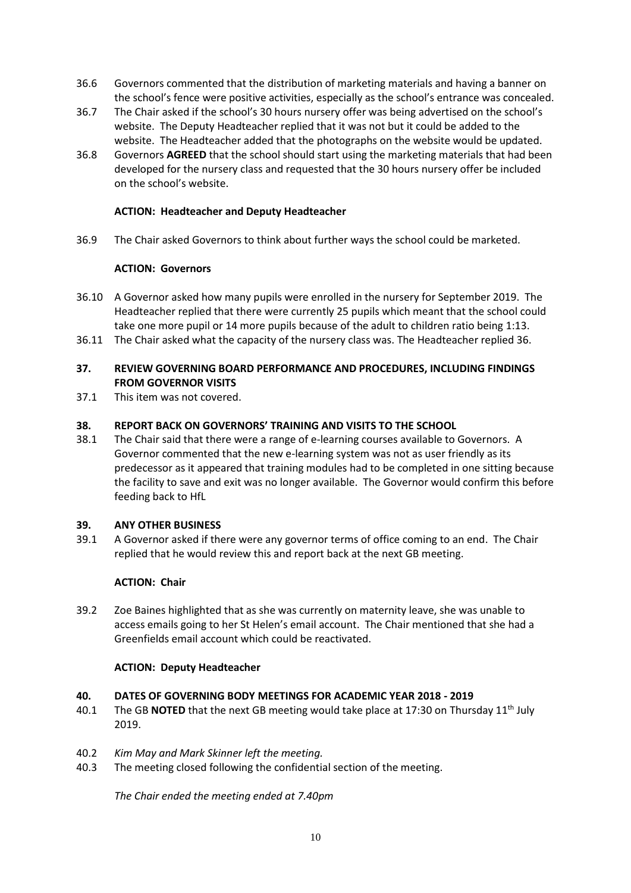36.6 Governors commented that the distribution of marketing materials and having a banner on the school's fence were positive activities, especially as the school's entrance was concealed.

36.7 The Chair asked if the school's 30 hours nursery offer was being advertised on the school's website. The Deputy Headteacher replied that it was not but it could be added to the website. The Headteacher added that the photographs on the website would be updated.

36.8 Governors **AGREED** that the school should start using the marketing materials that had been developed for the nursery class and requested that the 30 hours nursery offer be included on the school's website.

**ACTION: Headteacher and Deputy Headteacher**

36.9 The Chair asked Governors to think about further ways the school could be marketed.

**ACTION: Governors**

36.10 A Governor asked how many pupils were enrolled in the nursery for September 2019. The Headteacher replied that there were currently 25 pupils which meant that the school could take one more pupil or 14 more pupils because of the adult to children ratio being 1:13.

36.11 The Chair asked what the capacity of the nursery class was. The Headteacher replied 36.

## 37. REVIEW GOVERNING BOARD PERFORMANCE AND PROCEDURES, INCLUDING FINDINGS FROM GOVERNOR VISITS

37.1 This item was not covered.

## 38. REPORT BACK ON GOVERNORS' TRAINING AND VISITS TO THE SCHOOL

38.1 The Chair said that there were a range of e-learning courses available to Governors. A Governor commented that the new e-learning system was not as user friendly as its predecessor as it appeared that training modules had to be completed in one sitting because the facility to save and exit was no longer available. The Governor would confirm this before feeding back to HfL

## 39. ANY OTHER BUSINESS

39.1 A Governor asked if there were any governor terms of office coming to an end. The Chair replied that he would review this and report back at the next GB meeting.

**ACTION: Chair**

39.2 Zoe Baines highlighted that as she was currently on maternity leave, she was unable to access emails going to her St Helen's email account. The Chair mentioned that she had a Greenfields email account which could be reactivated.

**ACTION: Deputy Headteacher**

## 40. DATES OF GOVERNING BODY MEETINGS FOR ACADEMIC YEAR 2018 - 2019

40.1 The GB **NOTED** that the next GB meeting would take place at 17:30 on Thursday 11th July 2019.

40.2 *Kim May and Mark Skinner left the meeting.*

40.3 The meeting closed following the confidential section of the meeting.

*The Chair ended the meeting ended at 7.40pm*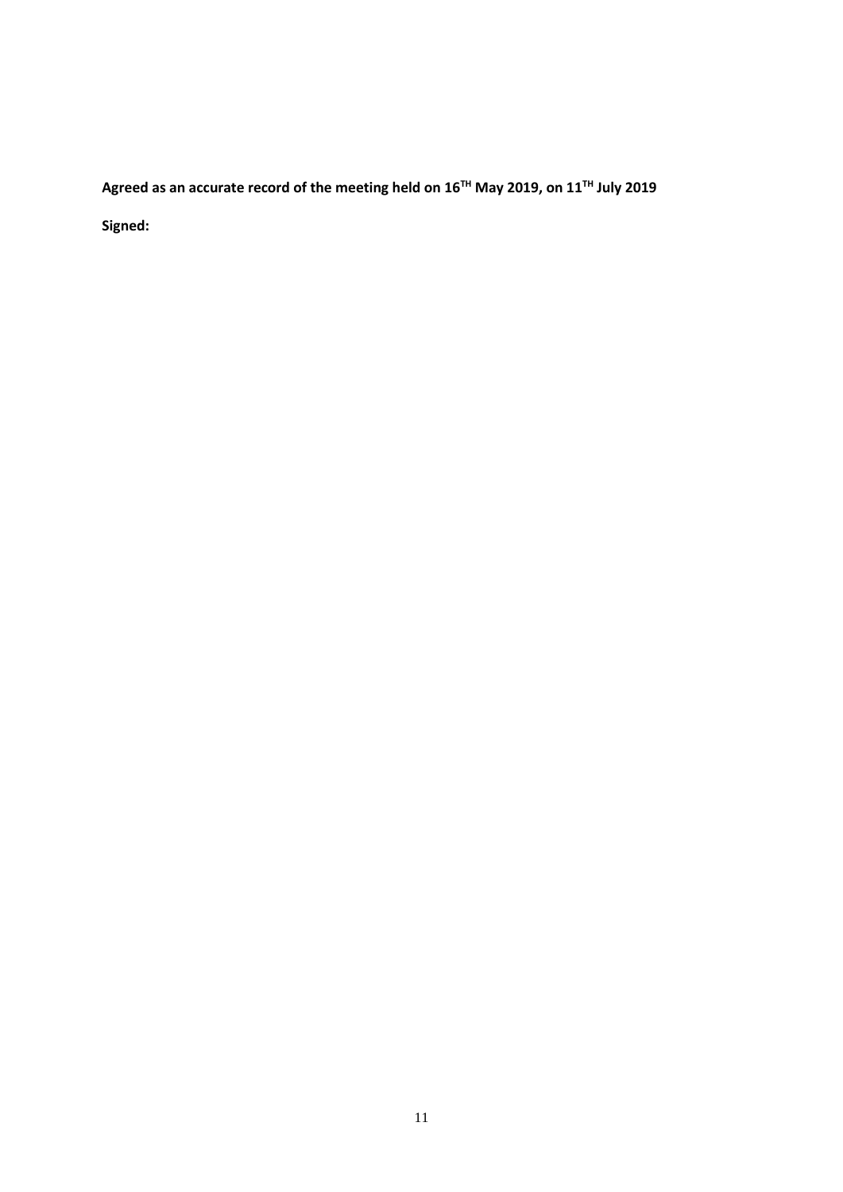**Agreed as an accurate record of the meeting held on 16TH May 2019, on 11TH July 2019**

**Signed:**